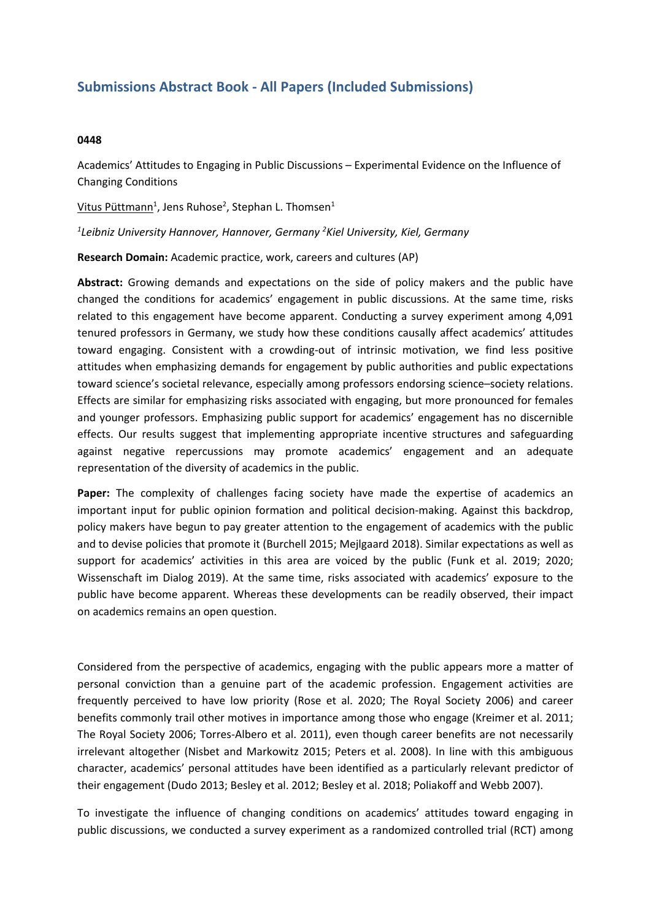# Submissions Abstract Book - All Papers (Included Submissions)

**0448**

Academics' Attitudes to Engaging in Public Discussions – Experimental Evidence on the Influence of Changing Conditions

Vitus Püttmann[1], Jens Ruhose[2], Stephan L. Thomsen[1]

*[1]Leibniz University Hannover, Hannover, Germany [2]Kiel University, Kiel, Germany*

**Research Domain:** Academic practice, work, careers and cultures (AP)

**Abstract:** Growing demands and expectations on the side of policy makers and the public have changed the conditions for academics' engagement in public discussions. At the same time, risks related to this engagement have become apparent. Conducting a survey experiment among 4,091 tenured professors in Germany, we study how these conditions causally affect academics' attitudes toward engaging. Consistent with a crowding-out of intrinsic motivation, we find less positive attitudes when emphasizing demands for engagement by public authorities and public expectations toward science's societal relevance, especially among professors endorsing science–society relations. Effects are similar for emphasizing risks associated with engaging, but more pronounced for females and younger professors. Emphasizing public support for academics' engagement has no discernible effects. Our results suggest that implementing appropriate incentive structures and safeguarding against negative repercussions may promote academics' engagement and an adequate representation of the diversity of academics in the public.

**Paper:** The complexity of challenges facing society have made the expertise of academics an important input for public opinion formation and political decision-making. Against this backdrop, policy makers have begun to pay greater attention to the engagement of academics with the public and to devise policies that promote it (Burchell 2015; Mejlgaard 2018). Similar expectations as well as support for academics' activities in this area are voiced by the public (Funk et al. 2019; 2020; Wissenschaft im Dialog 2019). At the same time, risks associated with academics' exposure to the public have become apparent. Whereas these developments can be readily observed, their impact on academics remains an open question.

Considered from the perspective of academics, engaging with the public appears more a matter of personal conviction than a genuine part of the academic profession. Engagement activities are frequently perceived to have low priority (Rose et al. 2020; The Royal Society 2006) and career benefits commonly trail other motives in importance among those who engage (Kreimer et al. 2011; The Royal Society 2006; Torres-Albero et al. 2011), even though career benefits are not necessarily irrelevant altogether (Nisbet and Markowitz 2015; Peters et al. 2008). In line with this ambiguous character, academics' personal attitudes have been identified as a particularly relevant predictor of their engagement (Dudo 2013; Besley et al. 2012; Besley et al. 2018; Poliakoff and Webb 2007).

To investigate the influence of changing conditions on academics' attitudes toward engaging in public discussions, we conducted a survey experiment as a randomized controlled trial (RCT) among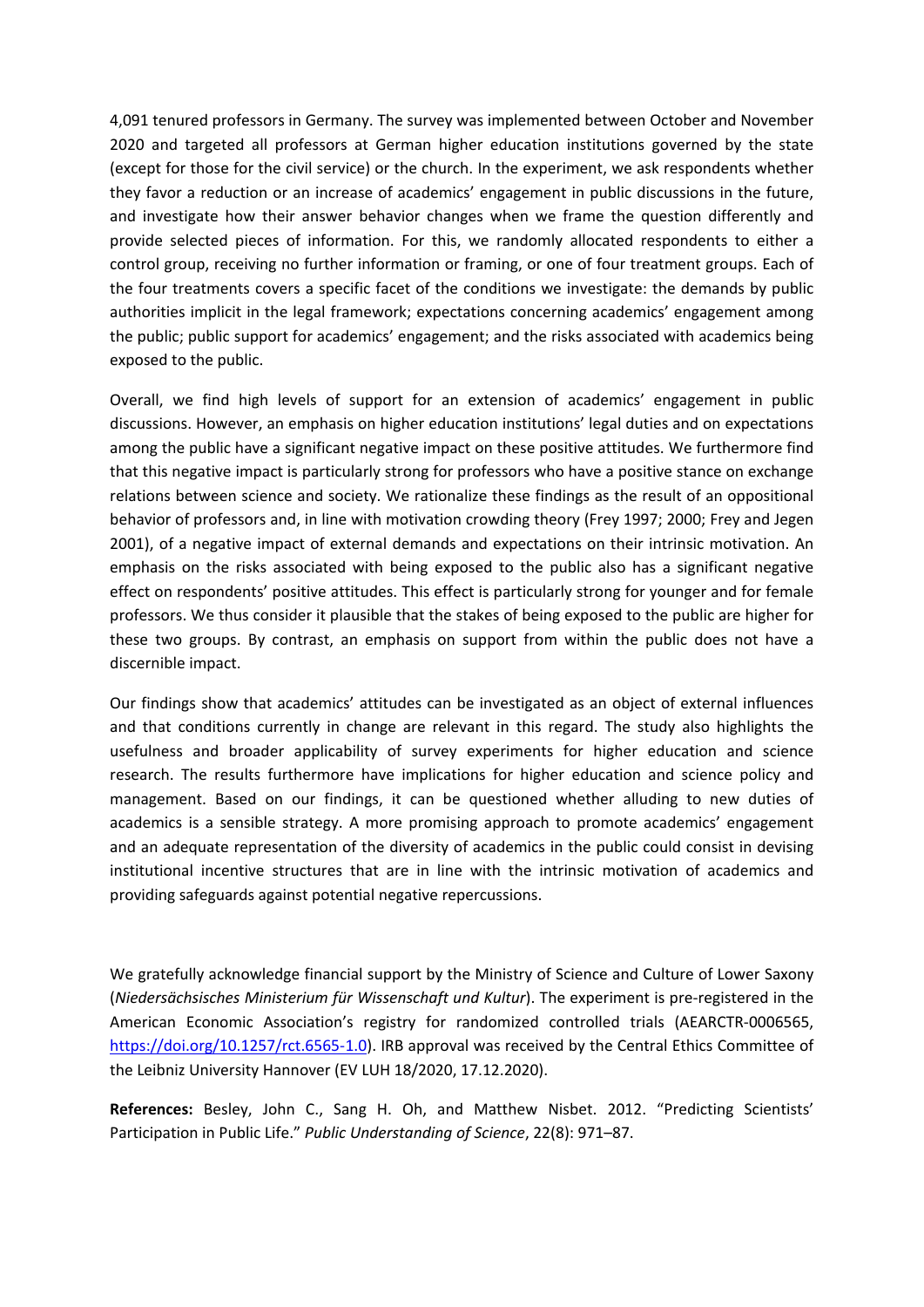4,091 tenured professors in Germany. The survey was implemented between October and November 2020 and targeted all professors at German higher education institutions governed by the state (except for those for the civil service) or the church. In the experiment, we ask respondents whether they favor a reduction or an increase of academics' engagement in public discussions in the future, and investigate how their answer behavior changes when we frame the question differently and provide selected pieces of information. For this, we randomly allocated respondents to either a control group, receiving no further information or framing, or one of four treatment groups. Each of the four treatments covers a specific facet of the conditions we investigate: the demands by public authorities implicit in the legal framework; expectations concerning academics' engagement among the public; public support for academics' engagement; and the risks associated with academics being exposed to the public.

Overall, we find high levels of support for an extension of academics' engagement in public discussions. However, an emphasis on higher education institutions' legal duties and on expectations among the public have a significant negative impact on these positive attitudes. We furthermore find that this negative impact is particularly strong for professors who have a positive stance on exchange relations between science and society. We rationalize these findings as the result of an oppositional behavior of professors and, in line with motivation crowding theory (Frey 1997; 2000; Frey and Jegen 2001), of a negative impact of external demands and expectations on their intrinsic motivation. An emphasis on the risks associated with being exposed to the public also has a significant negative effect on respondents' positive attitudes. This effect is particularly strong for younger and for female professors. We thus consider it plausible that the stakes of being exposed to the public are higher for these two groups. By contrast, an emphasis on support from within the public does not have a discernible impact.

Our findings show that academics' attitudes can be investigated as an object of external influences and that conditions currently in change are relevant in this regard. The study also highlights the usefulness and broader applicability of survey experiments for higher education and science research. The results furthermore have implications for higher education and science policy and management. Based on our findings, it can be questioned whether alluding to new duties of academics is a sensible strategy. A more promising approach to promote academics' engagement and an adequate representation of the diversity of academics in the public could consist in devising institutional incentive structures that are in line with the intrinsic motivation of academics and providing safeguards against potential negative repercussions.

We gratefully acknowledge financial support by the Ministry of Science and Culture of Lower Saxony (*Niedersächsisches Ministerium für Wissenschaft und Kultur*). The experiment is pre-registered in the American Economic Association's registry for randomized controlled trials (AEARCTR-0006565, https://doi.org/10.1257/rct.6565-1.0). IRB approval was received by the Central Ethics Committee of the Leibniz University Hannover (EV LUH 18/2020, 17.12.2020).

**References:** Besley, John C., Sang H. Oh, and Matthew Nisbet. 2012. "Predicting Scientists' Participation in Public Life." *Public Understanding of Science*, 22(8): 971–87.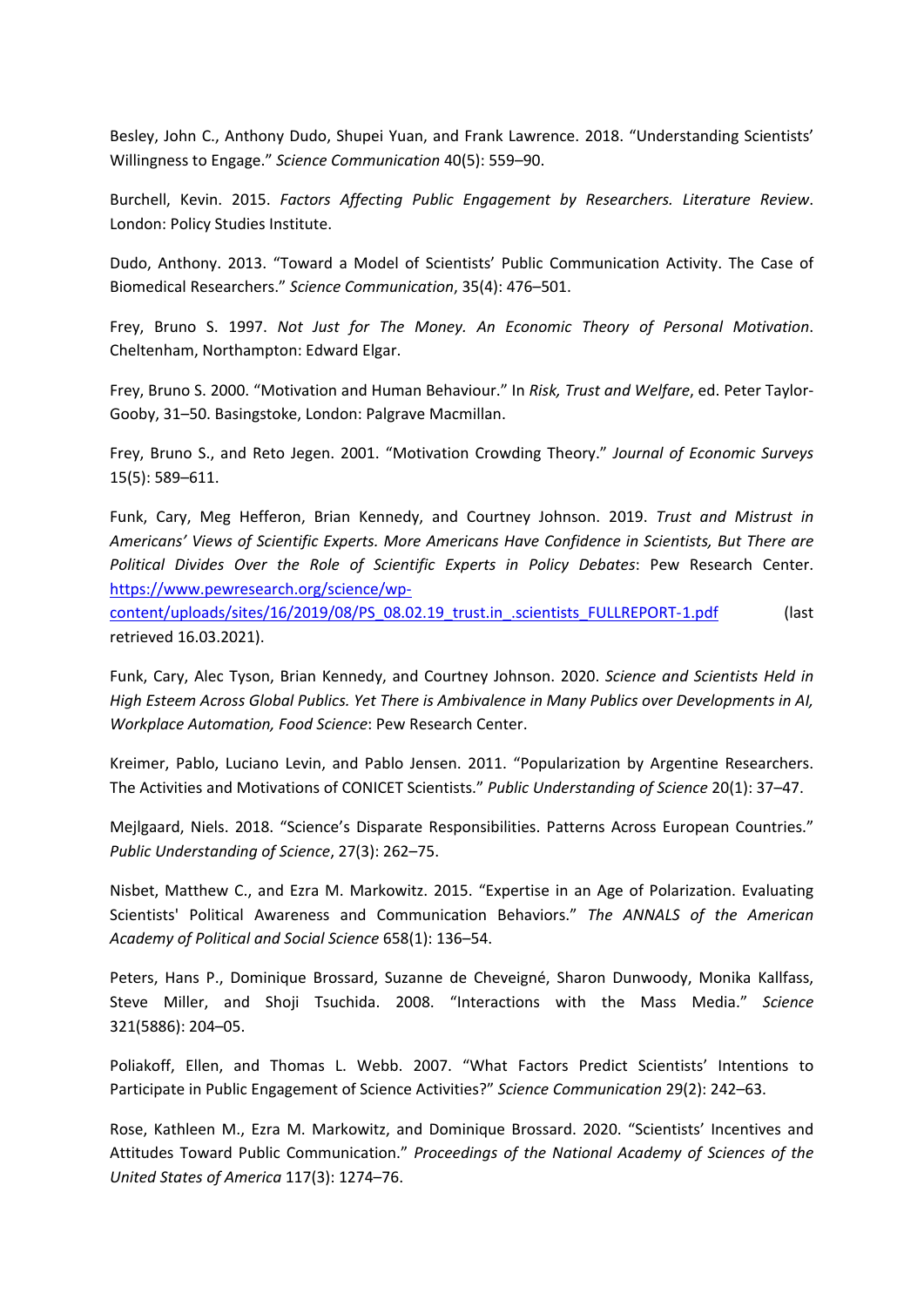Besley, John C., Anthony Dudo, Shupei Yuan, and Frank Lawrence. 2018. "Understanding Scientists' Willingness to Engage." *Science Communication* 40(5): 559–90.

Burchell, Kevin. 2015. *Factors Affecting Public Engagement by Researchers. Literature Review*. London: Policy Studies Institute.

Dudo, Anthony. 2013. "Toward a Model of Scientists' Public Communication Activity. The Case of Biomedical Researchers." *Science Communication*, 35(4): 476–501.

Frey, Bruno S. 1997. *Not Just for The Money. An Economic Theory of Personal Motivation*. Cheltenham, Northampton: Edward Elgar.

Frey, Bruno S. 2000. "Motivation and Human Behaviour." In *Risk, Trust and Welfare*, ed. Peter Taylor-Gooby, 31–50. Basingstoke, London: Palgrave Macmillan.

Frey, Bruno S., and Reto Jegen. 2001. "Motivation Crowding Theory." *Journal of Economic Surveys* 15(5): 589–611.

Funk, Cary, Meg Hefferon, Brian Kennedy, and Courtney Johnson. 2019. *Trust and Mistrust in Americans' Views of Scientific Experts. More Americans Have Confidence in Scientists, But There are Political Divides Over the Role of Scientific Experts in Policy Debates*: Pew Research Center. https://www.pewresearch.org/science/wp-content/uploads/sites/16/2019/08/PS_08.02.19_trust.in_.scientists_FULLREPORT-1.pdf (last retrieved 16.03.2021).

Funk, Cary, Alec Tyson, Brian Kennedy, and Courtney Johnson. 2020. *Science and Scientists Held in High Esteem Across Global Publics. Yet There is Ambivalence in Many Publics over Developments in AI, Workplace Automation, Food Science*: Pew Research Center.

Kreimer, Pablo, Luciano Levin, and Pablo Jensen. 2011. "Popularization by Argentine Researchers. The Activities and Motivations of CONICET Scientists." *Public Understanding of Science* 20(1): 37–47.

Mejlgaard, Niels. 2018. "Science's Disparate Responsibilities. Patterns Across European Countries." *Public Understanding of Science*, 27(3): 262–75.

Nisbet, Matthew C., and Ezra M. Markowitz. 2015. "Expertise in an Age of Polarization. Evaluating Scientists' Political Awareness and Communication Behaviors." *The ANNALS of the American Academy of Political and Social Science* 658(1): 136–54.

Peters, Hans P., Dominique Brossard, Suzanne de Cheveigné, Sharon Dunwoody, Monika Kallfass, Steve Miller, and Shoji Tsuchida. 2008. "Interactions with the Mass Media." *Science* 321(5886): 204–05.

Poliakoff, Ellen, and Thomas L. Webb. 2007. "What Factors Predict Scientists' Intentions to Participate in Public Engagement of Science Activities?" *Science Communication* 29(2): 242–63.

Rose, Kathleen M., Ezra M. Markowitz, and Dominique Brossard. 2020. "Scientists' Incentives and Attitudes Toward Public Communication." *Proceedings of the National Academy of Sciences of the United States of America* 117(3): 1274–76.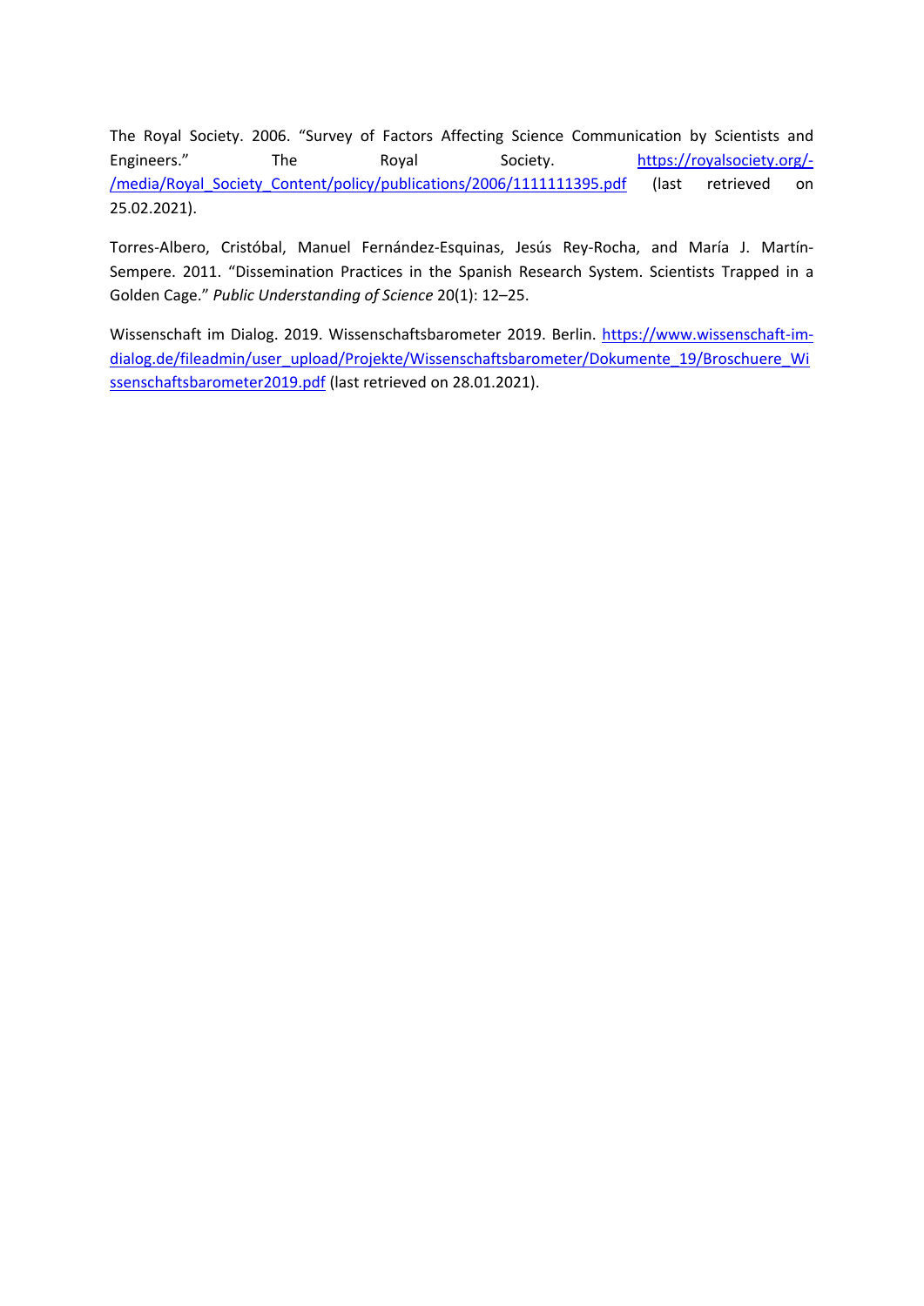The Royal Society. 2006. "Survey of Factors Affecting Science Communication by Scientists and Engineers." The Royal Society. https://royalsociety.org/-/media/Royal_Society_Content/policy/publications/2006/1111111395.pdf (last retrieved on 25.02.2021).

Torres-Albero, Cristóbal, Manuel Fernández-Esquinas, Jesús Rey-Rocha, and María J. Martín-Sempere. 2011. "Dissemination Practices in the Spanish Research System. Scientists Trapped in a Golden Cage." *Public Understanding of Science* 20(1): 12–25.

Wissenschaft im Dialog. 2019. Wissenschaftsbarometer 2019. Berlin. https://www.wissenschaft-im-dialog.de/fileadmin/user_upload/Projekte/Wissenschaftsbarometer/Dokumente_19/Broschuere_Wissenschaftsbarometer2019.pdf (last retrieved on 28.01.2021).